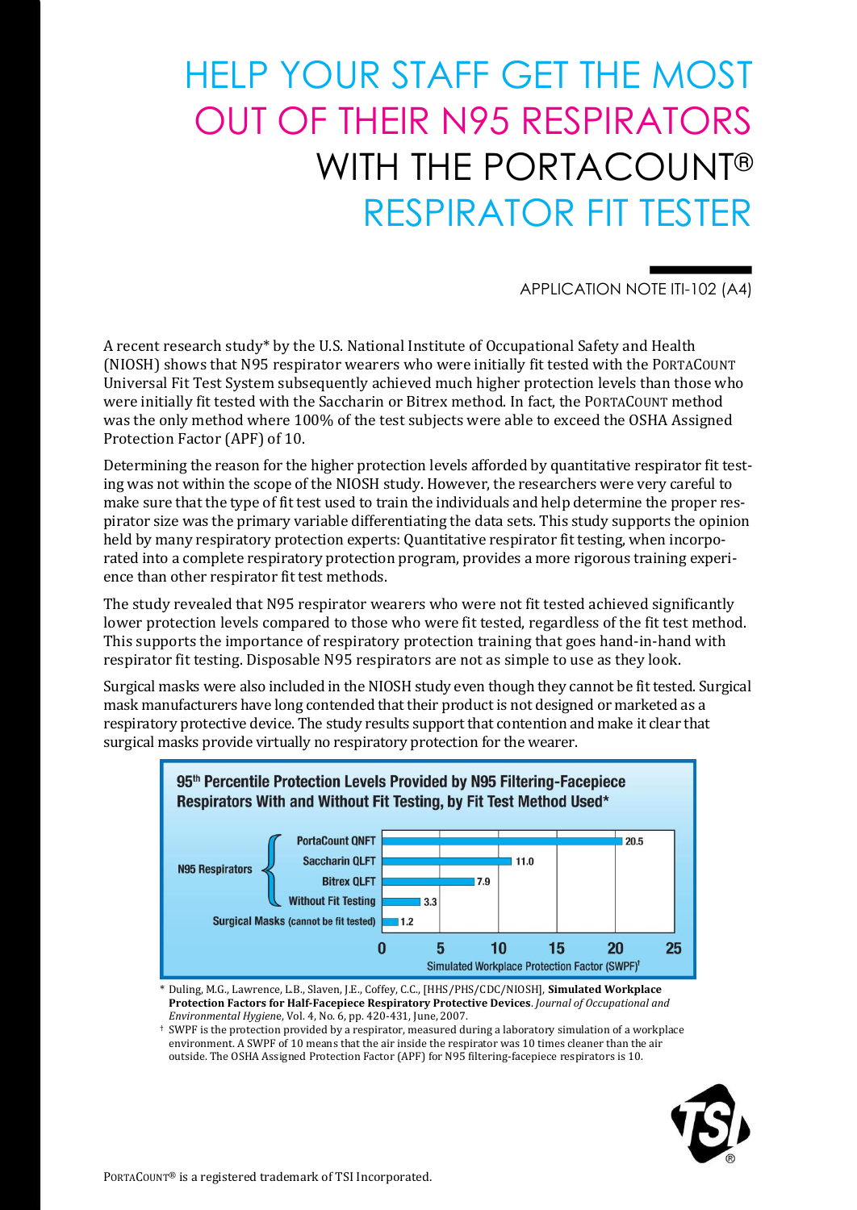# HELP YOUR STAFF GET THE MOST OUT OF THEIR N95 RESPIRATORS WITH THE PORTACOUNT® RESPIRATOR FIT TESTER

APPLICATION NOTE ITI-102 (A4)

A recent research study* by the U.S. National Institute of Occupational Safety and Health (NIOSH) shows that N95 respirator wearers who were initially fit tested with the PORTACOUNT Universal Fit Test System subsequently achieved much higher protection levels than those who were initially fit tested with the Saccharin or Bitrex method. In fact, the PORTACOUNT method was the only method where 100% of the test subjects were able to exceed the OSHA Assigned Protection Factor (APF) of 10.

Determining the reason for the higher protection levels afforded by quantitative respirator fit testing was not within the scope of the NIOSH study. However, the researchers were very careful to make sure that the type of fit test used to train the individuals and help determine the proper respirator size was the primary variable differentiating the data sets. This study supports the opinion held by many respiratory protection experts: Quantitative respirator fit testing, when incorporated into a complete respiratory protection program, provides a more rigorous training experience than other respirator fit test methods.

The study revealed that N95 respirator wearers who were not fit tested achieved significantly lower protection levels compared to those who were fit tested, regardless of the fit test method. This supports the importance of respiratory protection training that goes hand-in-hand with respirator fit testing. Disposable N95 respirators are not as simple to use as they look.

Surgical masks were also included in the NIOSH study even though they cannot be fit tested. Surgical mask manufacturers have long contended that their product is not designed or marketed as a respiratory protective device. The study results support that contention and make it clear that surgical masks provide virtually no respiratory protection for the wearer.

**95th Percentile Protection Levels Provided by N95 Filtering-Facepiece Respirators With and Without Fit Testing, by Fit Test Method Used***

| Category | Method | Simulated Workplace Protection Factor (SWPF)† |
|---|---|---|
| N95 Respirators | PortaCount QNFT | 20.5 |
| N95 Respirators | Saccharin QLFT | 11.0 |
| N95 Respirators | Bitrex QLFT | 7.9 |
| N95 Respirators | Without Fit Testing | 3.3 |
| Surgical Masks (cannot be fit tested) | | 1.2 |

\* Duling, M.G., Lawrence, L.B., Slaven, J.E., Coffey, C.C., [HHS/PHS/CDC/NIOSH], **Simulated Workplace Protection Factors for Half-Facepiece Respiratory Protective Devices**. *Journal of Occupational and Environmental Hygiene*, Vol. 4, No. 6, pp. 420-431, June, 2007.

† SWPF is the protection provided by a respirator, measured during a laboratory simulation of a workplace environment. A SWPF of 10 means that the air inside the respirator was 10 times cleaner than the air outside. The OSHA Assigned Protection Factor (APF) for N95 filtering-facepiece respirators is 10.

PORTACOUNT® is a registered trademark of TSI Incorporated.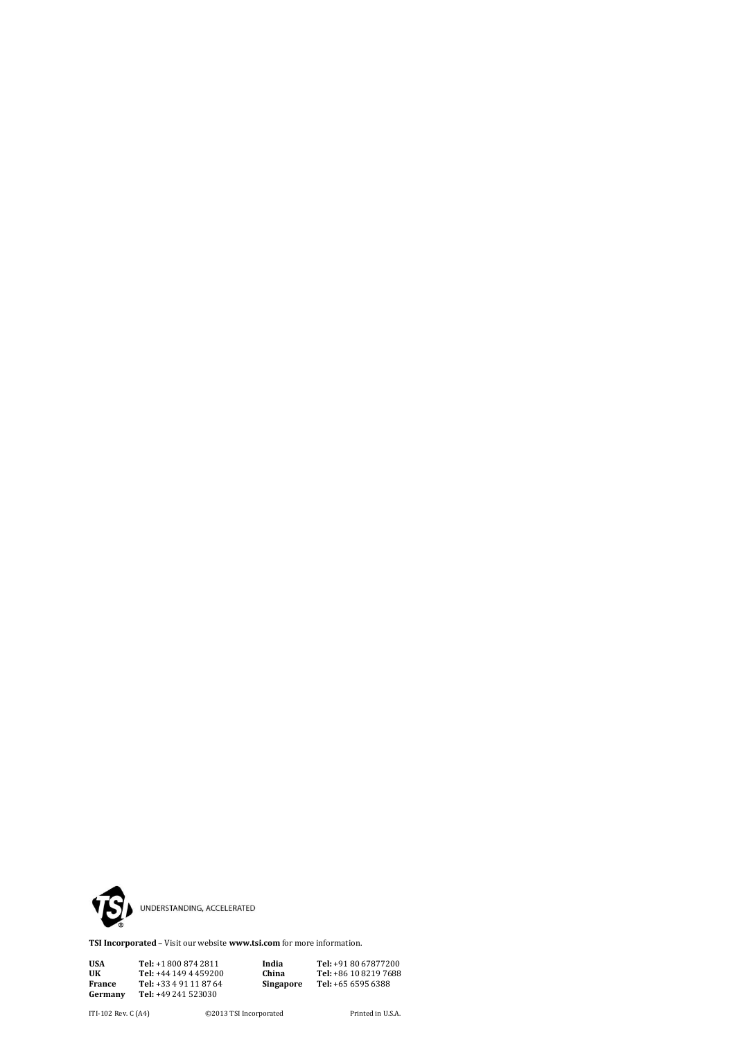UNDERSTANDING, ACCELERATED

**TSI Incorporated** – Visit our website **www.tsi.com** for more information.

| | | | |
|---|---|---|---|
| **USA** | **Tel:** +1 800 874 2811 | **India** | **Tel:** +91 80 67877200 |
| **UK** | **Tel:** +44 149 4 459200 | **China** | **Tel:** +86 10 8219 7688 |
| **France** | **Tel:** +33 4 91 11 87 64 | **Singapore** | **Tel:** +65 6595 6388 |
| **Germany** | **Tel:** +49 241 523030 | | |

ITI-102 Rev. C (A4) ©2013 TSI Incorporated Printed in U.S.A.